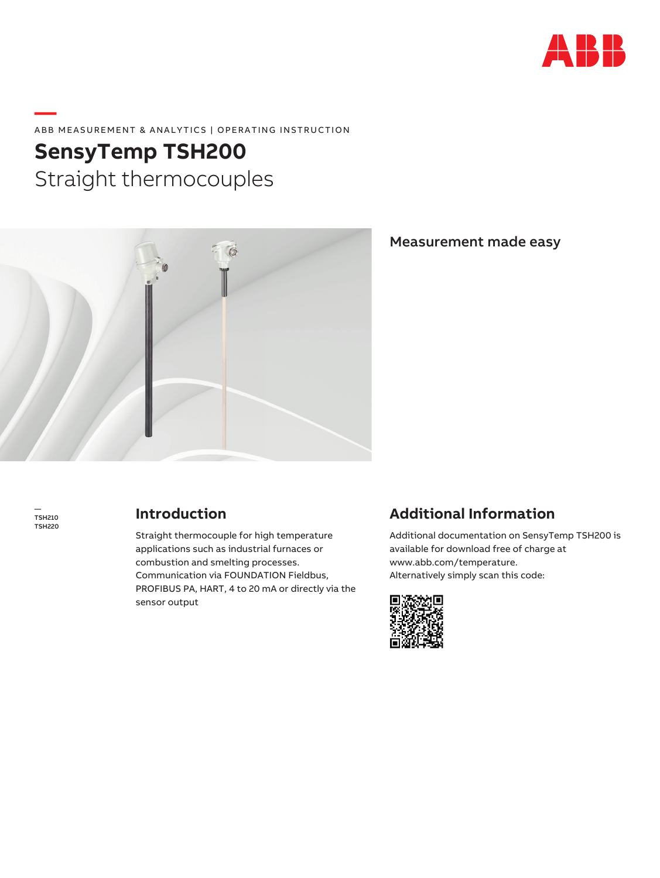ABB MEASUREMENT & ANALYTICS | OPERATING INSTRUCTION

# SensyTemp TSH200

Straight thermocouples

## Measurement made easy

—
TSH210
TSH220

## Introduction

Straight thermocouple for high temperature applications such as industrial furnaces or combustion and smelting processes.
Communication via FOUNDATION Fieldbus, PROFIBUS PA, HART, 4 to 20 mA or directly via the sensor output

## Additional Information

Additional documentation on SensyTemp TSH200 is available for download free of charge at www.abb.com/temperature.
Alternatively simply scan this code: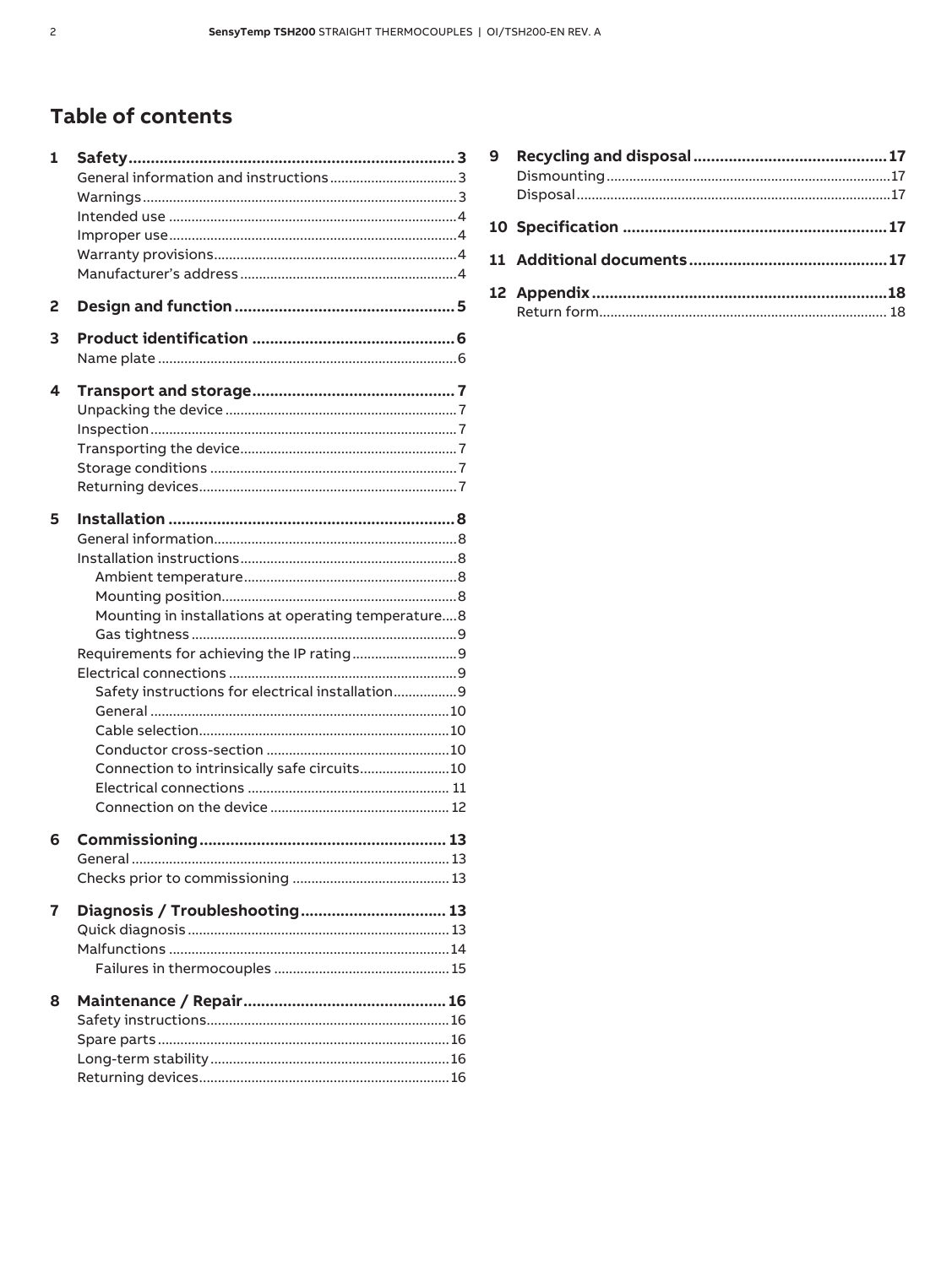# Table of contents

**1 Safety ... 3**
- General information and instructions ... 3
- Warnings ... 3
- Intended use ... 4
- Improper use ... 4
- Warranty provisions ... 4
- Manufacturer's address ... 4

**2 Design and function ... 5**

**3 Product identification ... 6**
- Name plate ... 6

**4 Transport and storage ... 7**
- Unpacking the device ... 7
- Inspection ... 7
- Transporting the device ... 7
- Storage conditions ... 7
- Returning devices ... 7

**5 Installation ... 8**
- General information ... 8
- Installation instructions ... 8
  - Ambient temperature ... 8
  - Mounting position ... 8
  - Mounting in installations at operating temperature ... 8
  - Gas tightness ... 9
- Requirements for achieving the IP rating ... 9
- Electrical connections ... 9
  - Safety instructions for electrical installation ... 9
  - General ... 10
  - Cable selection ... 10
  - Conductor cross-section ... 10
  - Connection to intrinsically safe circuits ... 10
  - Electrical connections ... 11
  - Connection on the device ... 12

**6 Commissioning ... 13**
- General ... 13
- Checks prior to commissioning ... 13

**7 Diagnosis / Troubleshooting ... 13**
- Quick diagnosis ... 13
- Malfunctions ... 14
  - Failures in thermocouples ... 15

**8 Maintenance / Repair ... 16**
- Safety instructions ... 16
- Spare parts ... 16
- Long-term stability ... 16
- Returning devices ... 16

**9 Recycling and disposal ... 17**
- Dismounting ... 17
- Disposal ... 17

**10 Specification ... 17**

**11 Additional documents ... 17**

**12 Appendix ... 18**
- Return form ... 18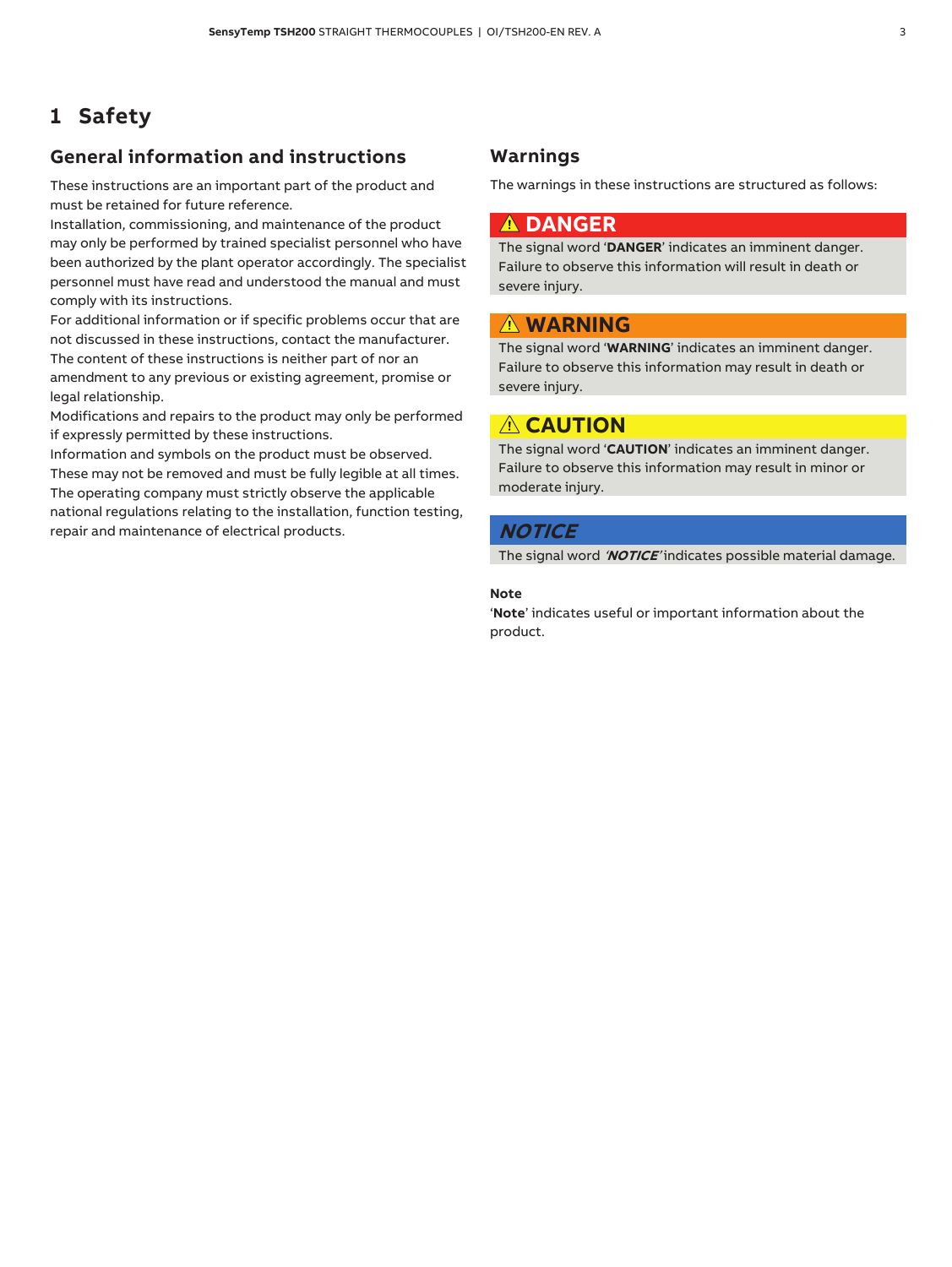# 1 Safety

## General information and instructions

These instructions are an important part of the product and must be retained for future reference.
Installation, commissioning, and maintenance of the product may only be performed by trained specialist personnel who have been authorized by the plant operator accordingly. The specialist personnel must have read and understood the manual and must comply with its instructions.
For additional information or if specific problems occur that are not discussed in these instructions, contact the manufacturer.
The content of these instructions is neither part of nor an amendment to any previous or existing agreement, promise or legal relationship.
Modifications and repairs to the product may only be performed if expressly permitted by these instructions.
Information and symbols on the product must be observed. These may not be removed and must be fully legible at all times.
The operating company must strictly observe the applicable national regulations relating to the installation, function testing, repair and maintenance of electrical products.

## Warnings

The warnings in these instructions are structured as follows:

**⚠ DANGER**

The signal word '**DANGER**' indicates an imminent danger. Failure to observe this information will result in death or severe injury.

**⚠ WARNING**

The signal word '**WARNING**' indicates an imminent danger. Failure to observe this information may result in death or severe injury.

**⚠ CAUTION**

The signal word '**CAUTION**' indicates an imminent danger. Failure to observe this information may result in minor or moderate injury.

***NOTICE***

The signal word '***NOTICE***' indicates possible material damage.

**Note**

'**Note**' indicates useful or important information about the product.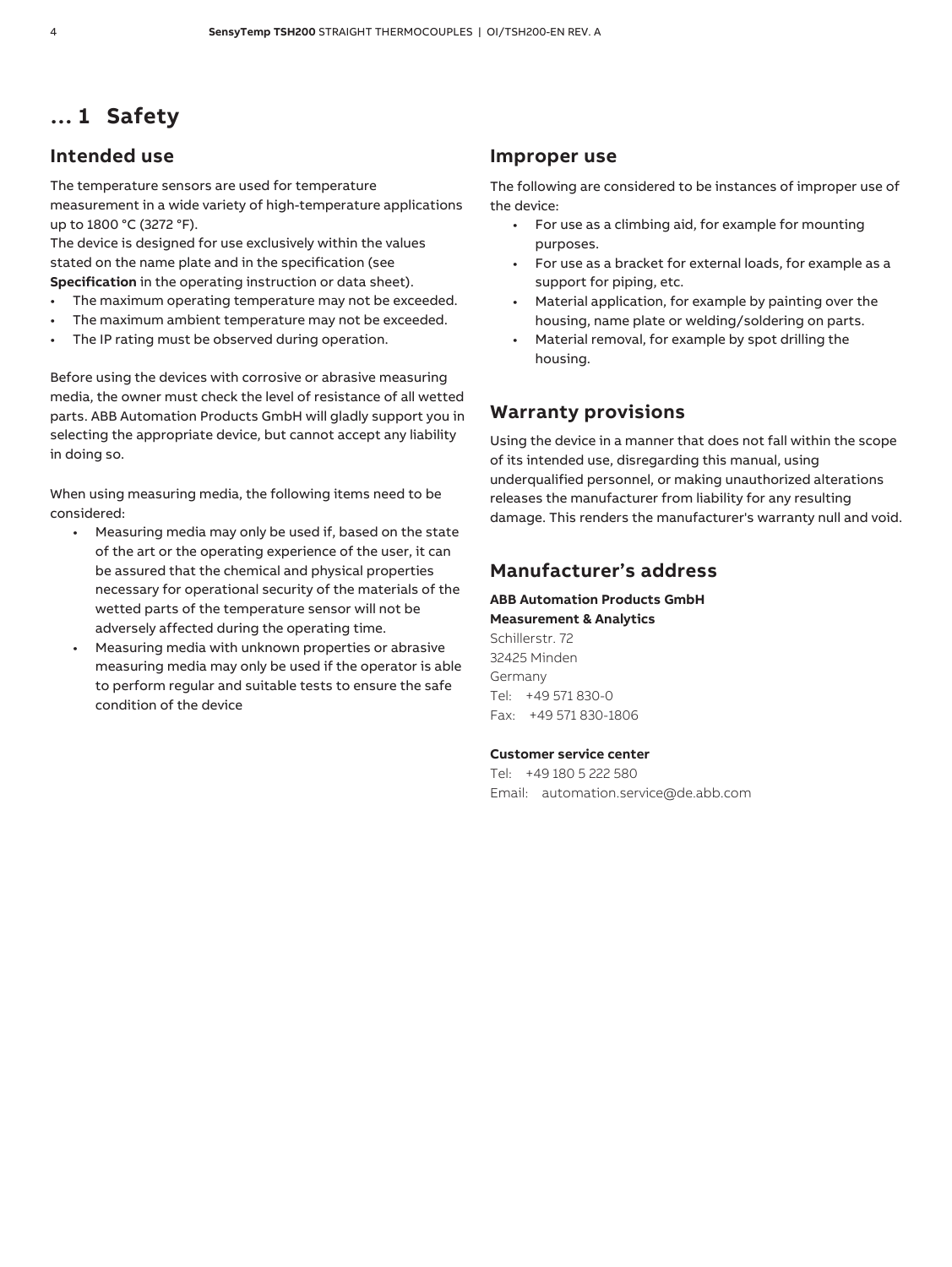# ... 1 Safety

## Intended use

The temperature sensors are used for temperature measurement in a wide variety of high-temperature applications up to 1800 °C (3272 °F).
The device is designed for use exclusively within the values stated on the name plate and in the specification (see **Specification** in the operating instruction or data sheet).

- The maximum operating temperature may not be exceeded.
- The maximum ambient temperature may not be exceeded.
- The IP rating must be observed during operation.

Before using the devices with corrosive or abrasive measuring media, the owner must check the level of resistance of all wetted parts. ABB Automation Products GmbH will gladly support you in selecting the appropriate device, but cannot accept any liability in doing so.

When using measuring media, the following items need to be considered:

- Measuring media may only be used if, based on the state of the art or the operating experience of the user, it can be assured that the chemical and physical properties necessary for operational security of the materials of the wetted parts of the temperature sensor will not be adversely affected during the operating time.
- Measuring media with unknown properties or abrasive measuring media may only be used if the operator is able to perform regular and suitable tests to ensure the safe condition of the device

## Improper use

The following are considered to be instances of improper use of the device:

- For use as a climbing aid, for example for mounting purposes.
- For use as a bracket for external loads, for example as a support for piping, etc.
- Material application, for example by painting over the housing, name plate or welding/soldering on parts.
- Material removal, for example by spot drilling the housing.

## Warranty provisions

Using the device in a manner that does not fall within the scope of its intended use, disregarding this manual, using underqualified personnel, or making unauthorized alterations releases the manufacturer from liability for any resulting damage. This renders the manufacturer's warranty null and void.

## Manufacturer’s address

**ABB Automation Products GmbH**
**Measurement & Analytics**
Schillerstr. 72
32425 Minden
Germany
Tel: +49 571 830-0
Fax: +49 571 830-1806

**Customer service center**
Tel: +49 180 5 222 580
Email: automation.service@de.abb.com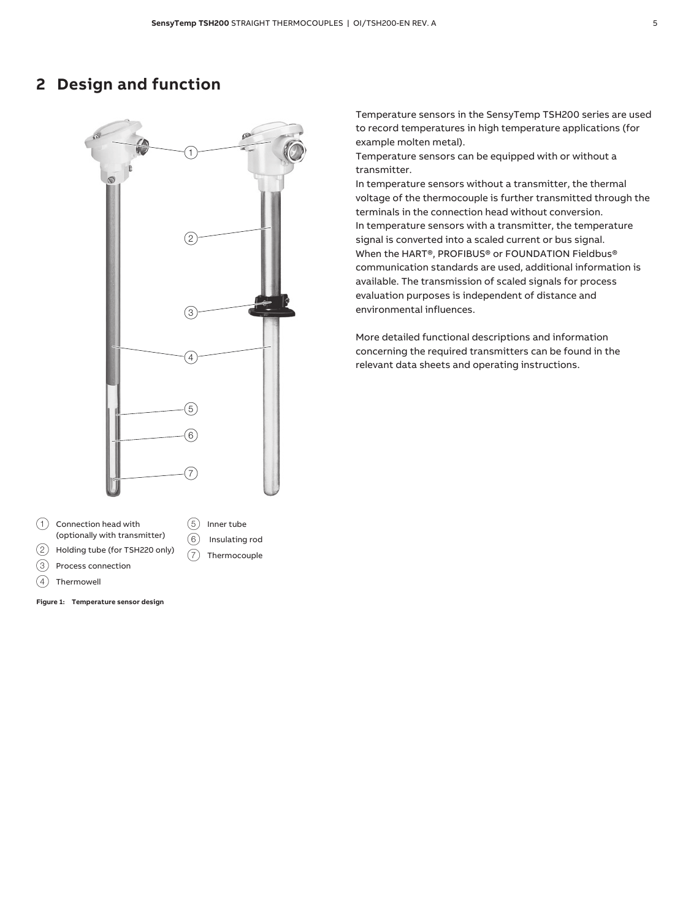## 2 Design and function

Temperature sensors in the SensyTemp TSH200 series are used to record temperatures in high temperature applications (for example molten metal).

Temperature sensors can be equipped with or without a transmitter.

In temperature sensors without a transmitter, the thermal voltage of the thermocouple is further transmitted through the terminals in the connection head without conversion.

In temperature sensors with a transmitter, the temperature signal is converted into a scaled current or bus signal.

When the HART®, PROFIBUS® or FOUNDATION Fieldbus® communication standards are used, additional information is available. The transmission of scaled signals for process evaluation purposes is independent of distance and environmental influences.

More detailed functional descriptions and information concerning the required transmitters can be found in the relevant data sheets and operating instructions.

1. Connection head with (optionally with transmitter)
2. Holding tube (for TSH220 only)
3. Process connection
4. Thermowell
5. Inner tube
6. Insulating rod
7. Thermocouple

**Figure 1: Temperature sensor design**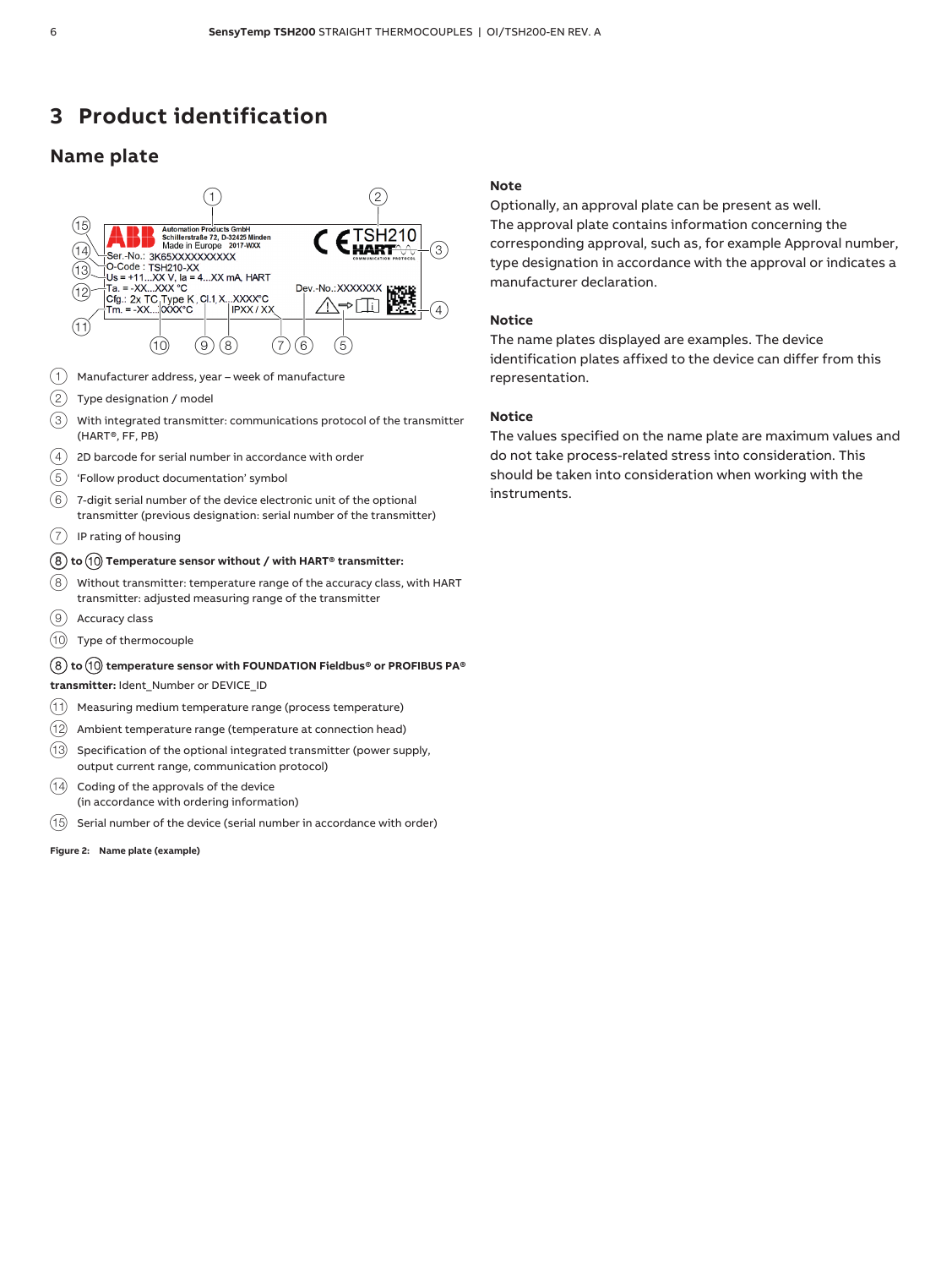# 3 Product identification

## Name plate

(1) Manufacturer address, year – week of manufacture

(2) Type designation / model

(3) With integrated transmitter: communications protocol of the transmitter (HART®, FF, PB)

(4) 2D barcode for serial number in accordance with order

(5) 'Follow product documentation' symbol

(6) 7-digit serial number of the device electronic unit of the optional transmitter (previous designation: serial number of the transmitter)

(7) IP rating of housing

**(8) to (10) Temperature sensor without / with HART® transmitter:**

(8) Without transmitter: temperature range of the accuracy class, with HART transmitter: adjusted measuring range of the transmitter

(9) Accuracy class

(10) Type of thermocouple

**(8) to (10) temperature sensor with FOUNDATION Fieldbus® or PROFIBUS PA® transmitter:** Ident_Number or DEVICE_ID

(11) Measuring medium temperature range (process temperature)

(12) Ambient temperature range (temperature at connection head)

(13) Specification of the optional integrated transmitter (power supply, output current range, communication protocol)

(14) Coding of the approvals of the device (in accordance with ordering information)

(15) Serial number of the device (serial number in accordance with order)

**Figure 2: Name plate (example)**

**Note**

Optionally, an approval plate can be present as well.
The approval plate contains information concerning the corresponding approval, such as, for example Approval number, type designation in accordance with the approval or indicates a manufacturer declaration.

**Notice**

The name plates displayed are examples. The device identification plates affixed to the device can differ from this representation.

**Notice**

The values specified on the name plate are maximum values and do not take process-related stress into consideration. This should be taken into consideration when working with the instruments.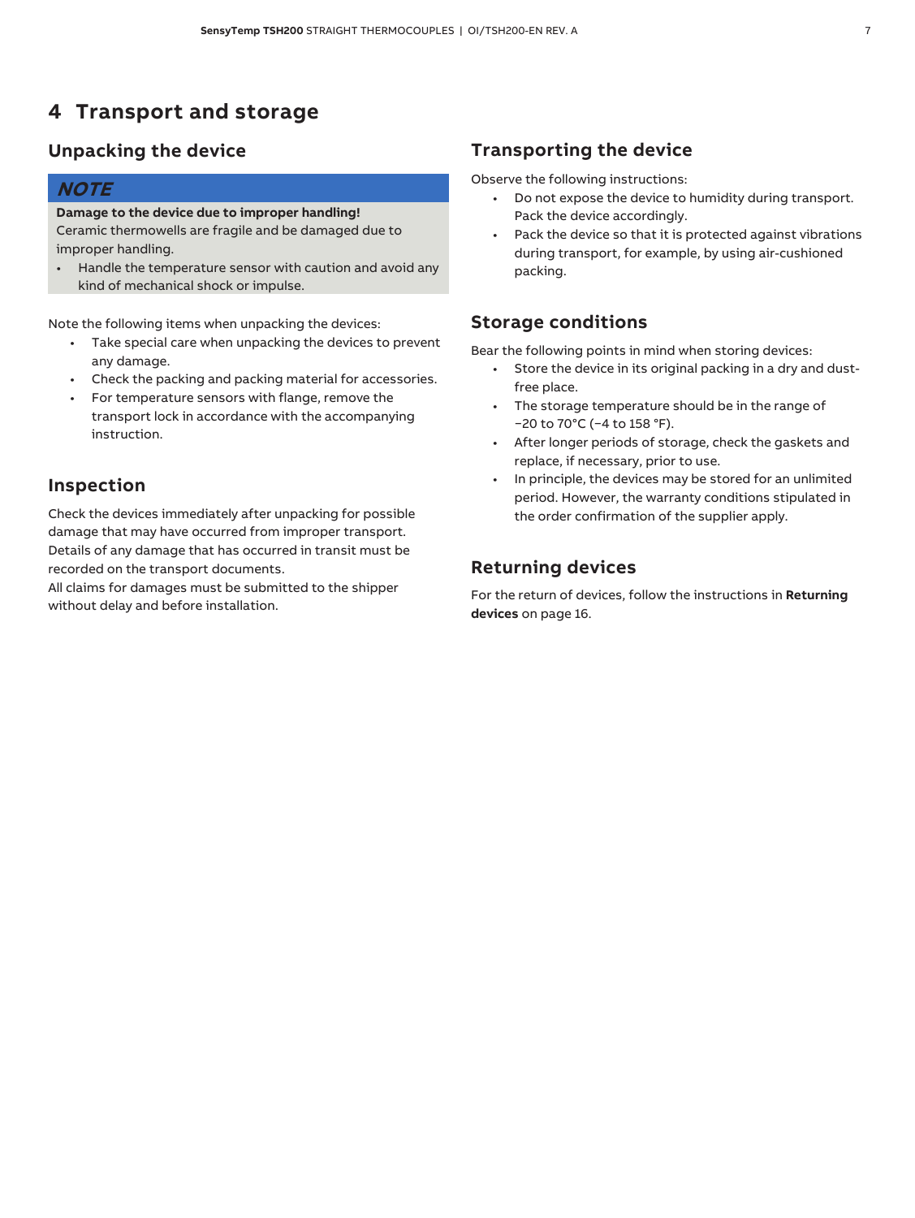# 4 Transport and storage

## Unpacking the device

**NOTE**

**Damage to the device due to improper handling!**
Ceramic thermowells are fragile and be damaged due to improper handling.

- Handle the temperature sensor with caution and avoid any kind of mechanical shock or impulse.

Note the following items when unpacking the devices:

- Take special care when unpacking the devices to prevent any damage.
- Check the packing and packing material for accessories.
- For temperature sensors with flange, remove the transport lock in accordance with the accompanying instruction.

## Inspection

Check the devices immediately after unpacking for possible damage that may have occurred from improper transport.
Details of any damage that has occurred in transit must be recorded on the transport documents.
All claims for damages must be submitted to the shipper without delay and before installation.

## Transporting the device

Observe the following instructions:

- Do not expose the device to humidity during transport. Pack the device accordingly.
- Pack the device so that it is protected against vibrations during transport, for example, by using air-cushioned packing.

## Storage conditions

Bear the following points in mind when storing devices:

- Store the device in its original packing in a dry and dust-free place.
- The storage temperature should be in the range of −20 to 70°C (−4 to 158 °F).
- After longer periods of storage, check the gaskets and replace, if necessary, prior to use.
- In principle, the devices may be stored for an unlimited period. However, the warranty conditions stipulated in the order confirmation of the supplier apply.

## Returning devices

For the return of devices, follow the instructions in **Returning devices** on page 16.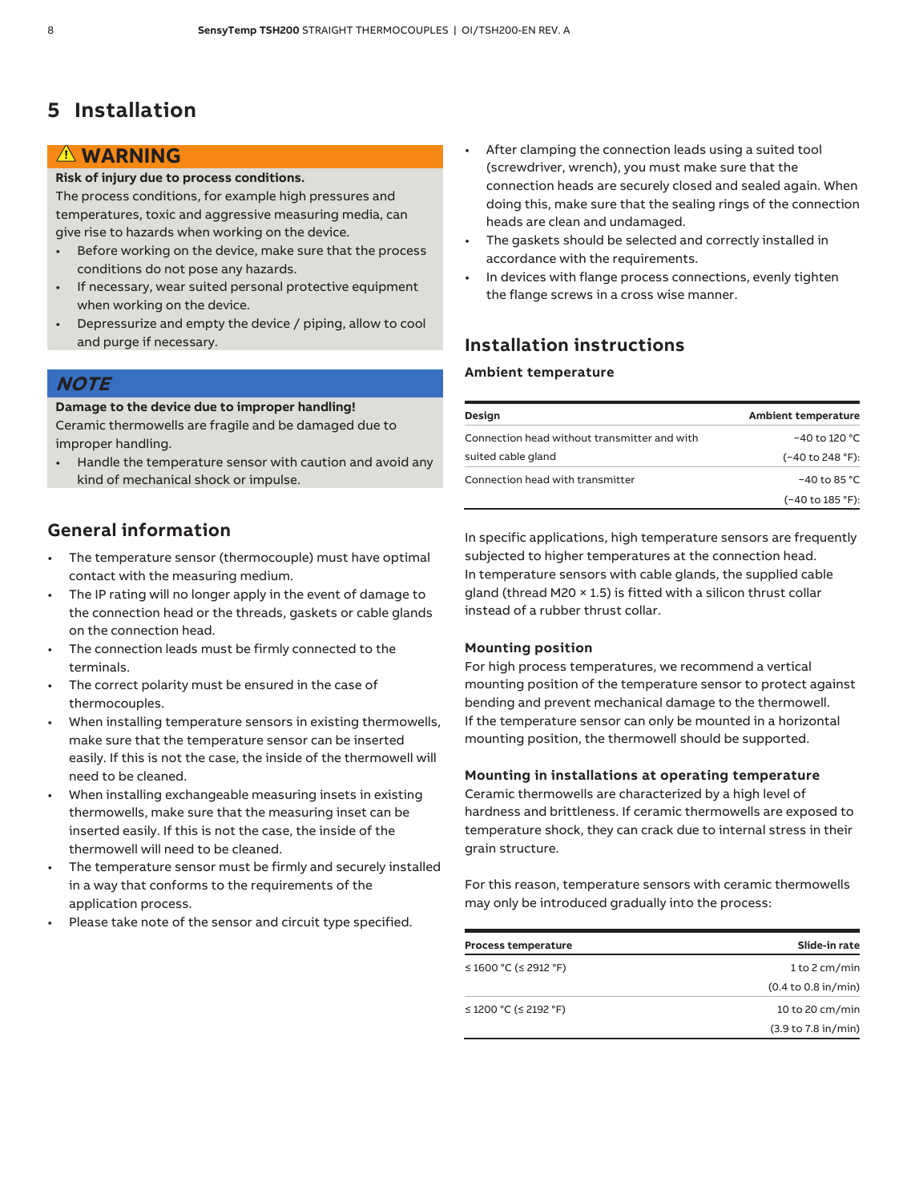# 5 Installation

**⚠ WARNING**

**Risk of injury due to process conditions.**

The process conditions, for example high pressures and temperatures, toxic and aggressive measuring media, can give rise to hazards when working on the device.

- Before working on the device, make sure that the process conditions do not pose any hazards.
- If necessary, wear suited personal protective equipment when working on the device.
- Depressurize and empty the device / piping, allow to cool and purge if necessary.

***NOTE***

**Damage to the device due to improper handling!**

Ceramic thermowells are fragile and be damaged due to improper handling.

- Handle the temperature sensor with caution and avoid any kind of mechanical shock or impulse.

## General information

- The temperature sensor (thermocouple) must have optimal contact with the measuring medium.
- The IP rating will no longer apply in the event of damage to the connection head or the threads, gaskets or cable glands on the connection head.
- The connection leads must be firmly connected to the terminals.
- The correct polarity must be ensured in the case of thermocouples.
- When installing temperature sensors in existing thermowells, make sure that the temperature sensor can be inserted easily. If this is not the case, the inside of the thermowell will need to be cleaned.
- When installing exchangeable measuring insets in existing thermowells, make sure that the measuring inset can be inserted easily. If this is not the case, the inside of the thermowell will need to be cleaned.
- The temperature sensor must be firmly and securely installed in a way that conforms to the requirements of the application process.
- Please take note of the sensor and circuit type specified.
- After clamping the connection leads using a suited tool (screwdriver, wrench), you must make sure that the connection heads are securely closed and sealed again. When doing this, make sure that the sealing rings of the connection heads are clean and undamaged.
- The gaskets should be selected and correctly installed in accordance with the requirements.
- In devices with flange process connections, evenly tighten the flange screws in a cross wise manner.

## Installation instructions

### Ambient temperature

| Design | Ambient temperature |
|---|---|
| Connection head without transmitter and with suited cable gland | −40 to 120 °C (−40 to 248 °F): |
| Connection head with transmitter | −40 to 85 °C (−40 to 185 °F): |

In specific applications, high temperature sensors are frequently subjected to higher temperatures at the connection head. In temperature sensors with cable glands, the supplied cable gland (thread M20 × 1.5) is fitted with a silicon thrust collar instead of a rubber thrust collar.

### Mounting position

For high process temperatures, we recommend a vertical mounting position of the temperature sensor to protect against bending and prevent mechanical damage to the thermowell. If the temperature sensor can only be mounted in a horizontal mounting position, the thermowell should be supported.

### Mounting in installations at operating temperature

Ceramic thermowells are characterized by a high level of hardness and brittleness. If ceramic thermowells are exposed to temperature shock, they can crack due to internal stress in their grain structure.

For this reason, temperature sensors with ceramic thermowells may only be introduced gradually into the process:

| Process temperature | Slide-in rate |
|---|---|
| ≤ 1600 °C (≤ 2912 °F) | 1 to 2 cm/min (0.4 to 0.8 in/min) |
| ≤ 1200 °C (≤ 2192 °F) | 10 to 20 cm/min (3.9 to 7.8 in/min) |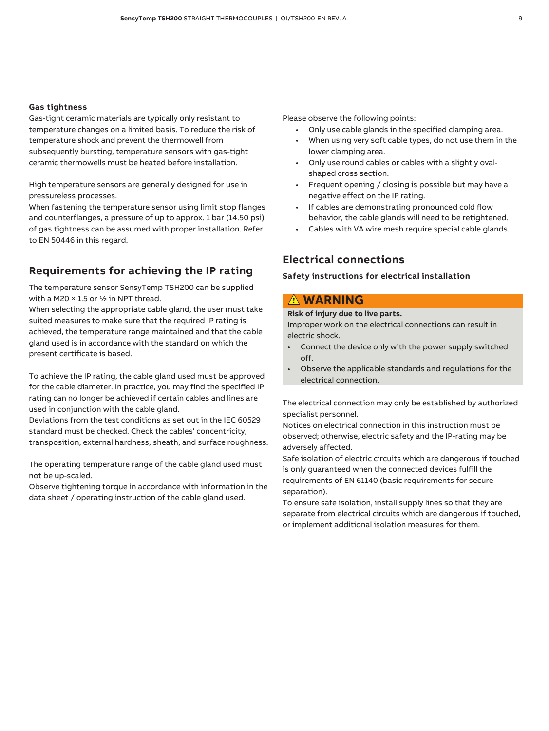**Gas tightness**

Gas-tight ceramic materials are typically only resistant to temperature changes on a limited basis. To reduce the risk of temperature shock and prevent the thermowell from subsequently bursting, temperature sensors with gas-tight ceramic thermowells must be heated before installation.

High temperature sensors are generally designed for use in pressureless processes.
When fastening the temperature sensor using limit stop flanges and counterflanges, a pressure of up to approx. 1 bar (14.50 psi) of gas tightness can be assumed with proper installation. Refer to EN 50446 in this regard.

## Requirements for achieving the IP rating

The temperature sensor SensyTemp TSH200 can be supplied with a M20 × 1.5 or ½ in NPT thread.
When selecting the appropriate cable gland, the user must take suited measures to make sure that the required IP rating is achieved, the temperature range maintained and that the cable gland used is in accordance with the standard on which the present certificate is based.

To achieve the IP rating, the cable gland used must be approved for the cable diameter. In practice, you may find the specified IP rating can no longer be achieved if certain cables and lines are used in conjunction with the cable gland.
Deviations from the test conditions as set out in the IEC 60529 standard must be checked. Check the cables' concentricity, transposition, external hardness, sheath, and surface roughness.

The operating temperature range of the cable gland used must not be up-scaled.
Observe tightening torque in accordance with information in the data sheet / operating instruction of the cable gland used.

Please observe the following points:

- Only use cable glands in the specified clamping area.
- When using very soft cable types, do not use them in the lower clamping area.
- Only use round cables or cables with a slightly oval-shaped cross section.
- Frequent opening / closing is possible but may have a negative effect on the IP rating.
- If cables are demonstrating pronounced cold flow behavior, the cable glands will need to be retightened.
- Cables with VA wire mesh require special cable glands.

## Electrical connections

### Safety instructions for electrical installation

**⚠ WARNING**

**Risk of injury due to live parts.**
Improper work on the electrical connections can result in electric shock.

- Connect the device only with the power supply switched off.
- Observe the applicable standards and regulations for the electrical connection.

The electrical connection may only be established by authorized specialist personnel.
Notices on electrical connection in this instruction must be observed; otherwise, electric safety and the IP-rating may be adversely affected.
Safe isolation of electric circuits which are dangerous if touched is only guaranteed when the connected devices fulfill the requirements of EN 61140 (basic requirements for secure separation).
To ensure safe isolation, install supply lines so that they are separate from electrical circuits which are dangerous if touched, or implement additional isolation measures for them.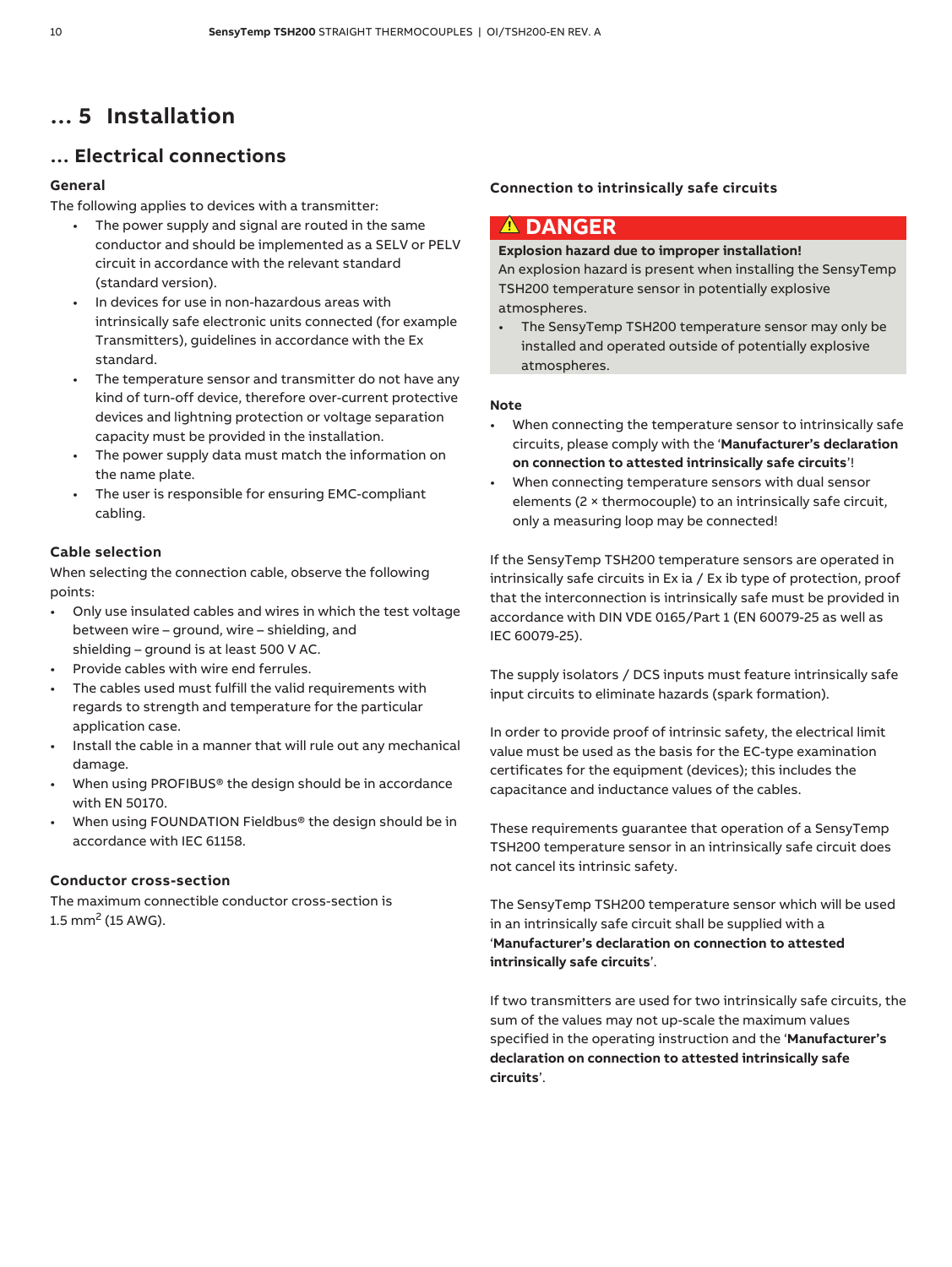# … 5 Installation

## … Electrical connections

### General

The following applies to devices with a transmitter:

- The power supply and signal are routed in the same conductor and should be implemented as a SELV or PELV circuit in accordance with the relevant standard (standard version).
- In devices for use in non-hazardous areas with intrinsically safe electronic units connected (for example Transmitters), guidelines in accordance with the Ex standard.
- The temperature sensor and transmitter do not have any kind of turn-off device, therefore over-current protective devices and lightning protection or voltage separation capacity must be provided in the installation.
- The power supply data must match the information on the name plate.
- The user is responsible for ensuring EMC-compliant cabling.

### Cable selection

When selecting the connection cable, observe the following points:

- Only use insulated cables and wires in which the test voltage between wire – ground, wire – shielding, and shielding – ground is at least 500 V AC.
- Provide cables with wire end ferrules.
- The cables used must fulfill the valid requirements with regards to strength and temperature for the particular application case.
- Install the cable in a manner that will rule out any mechanical damage.
- When using PROFIBUS® the design should be in accordance with EN 50170.
- When using FOUNDATION Fieldbus® the design should be in accordance with IEC 61158.

### Conductor cross-section

The maximum connectible conductor cross-section is 1.5 mm$^2$ (15 AWG).

### Connection to intrinsically safe circuits

**⚠ DANGER**

**Explosion hazard due to improper installation!**
An explosion hazard is present when installing the SensyTemp TSH200 temperature sensor in potentially explosive atmospheres.

- The SensyTemp TSH200 temperature sensor may only be installed and operated outside of potentially explosive atmospheres.

**Note**

- When connecting the temperature sensor to intrinsically safe circuits, please comply with the '**Manufacturer's declaration on connection to attested intrinsically safe circuits**'!
- When connecting temperature sensors with dual sensor elements (2 × thermocouple) to an intrinsically safe circuit, only a measuring loop may be connected!

If the SensyTemp TSH200 temperature sensors are operated in intrinsically safe circuits in Ex ia / Ex ib type of protection, proof that the interconnection is intrinsically safe must be provided in accordance with DIN VDE 0165/Part 1 (EN 60079-25 as well as IEC 60079-25).

The supply isolators / DCS inputs must feature intrinsically safe input circuits to eliminate hazards (spark formation).

In order to provide proof of intrinsic safety, the electrical limit value must be used as the basis for the EC-type examination certificates for the equipment (devices); this includes the capacitance and inductance values of the cables.

These requirements guarantee that operation of a SensyTemp TSH200 temperature sensor in an intrinsically safe circuit does not cancel its intrinsic safety.

The SensyTemp TSH200 temperature sensor which will be used in an intrinsically safe circuit shall be supplied with a '**Manufacturer's declaration on connection to attested intrinsically safe circuits**'.

If two transmitters are used for two intrinsically safe circuits, the sum of the values may not up-scale the maximum values specified in the operating instruction and the '**Manufacturer's declaration on connection to attested intrinsically safe circuits**'.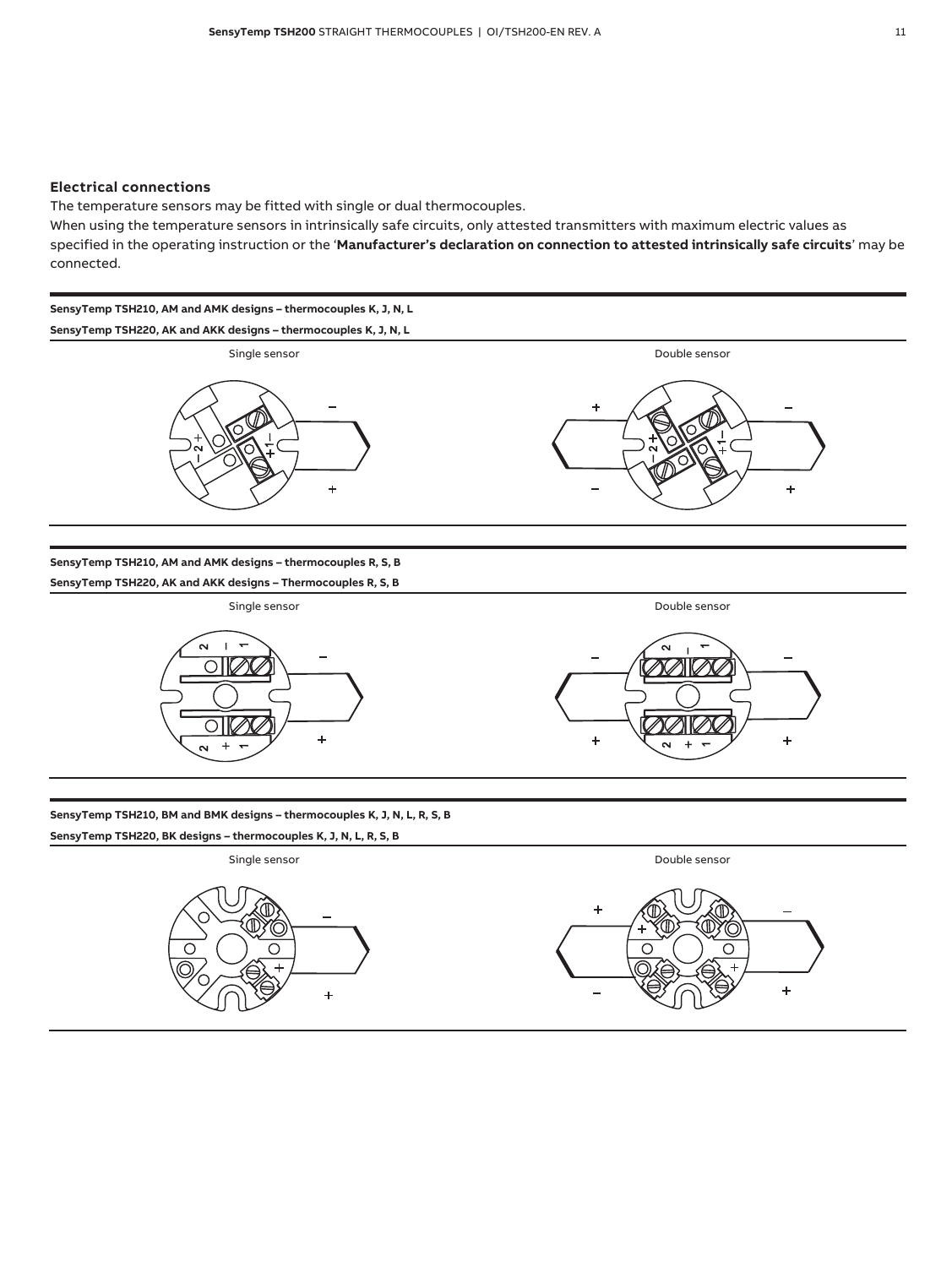### Electrical connections

The temperature sensors may be fitted with single or dual thermocouples.

When using the temperature sensors in intrinsically safe circuits, only attested transmitters with maximum electric values as specified in the operating instruction or the '**Manufacturer's declaration on connection to attested intrinsically safe circuits**' may be connected.

**SensyTemp TSH210, AM and AMK designs – thermocouples K, J, N, L**

**SensyTemp TSH220, AK and AKK designs – thermocouples K, J, N, L**

Single sensor

Double sensor

**SensyTemp TSH210, AM and AMK designs – thermocouples R, S, B**

**SensyTemp TSH220, AK and AKK designs – Thermocouples R, S, B**

Single sensor

Double sensor

**SensyTemp TSH210, BM and BMK designs – thermocouples K, J, N, L, R, S, B**

**SensyTemp TSH220, BK designs – thermocouples K, J, N, L, R, S, B**

Single sensor

Double sensor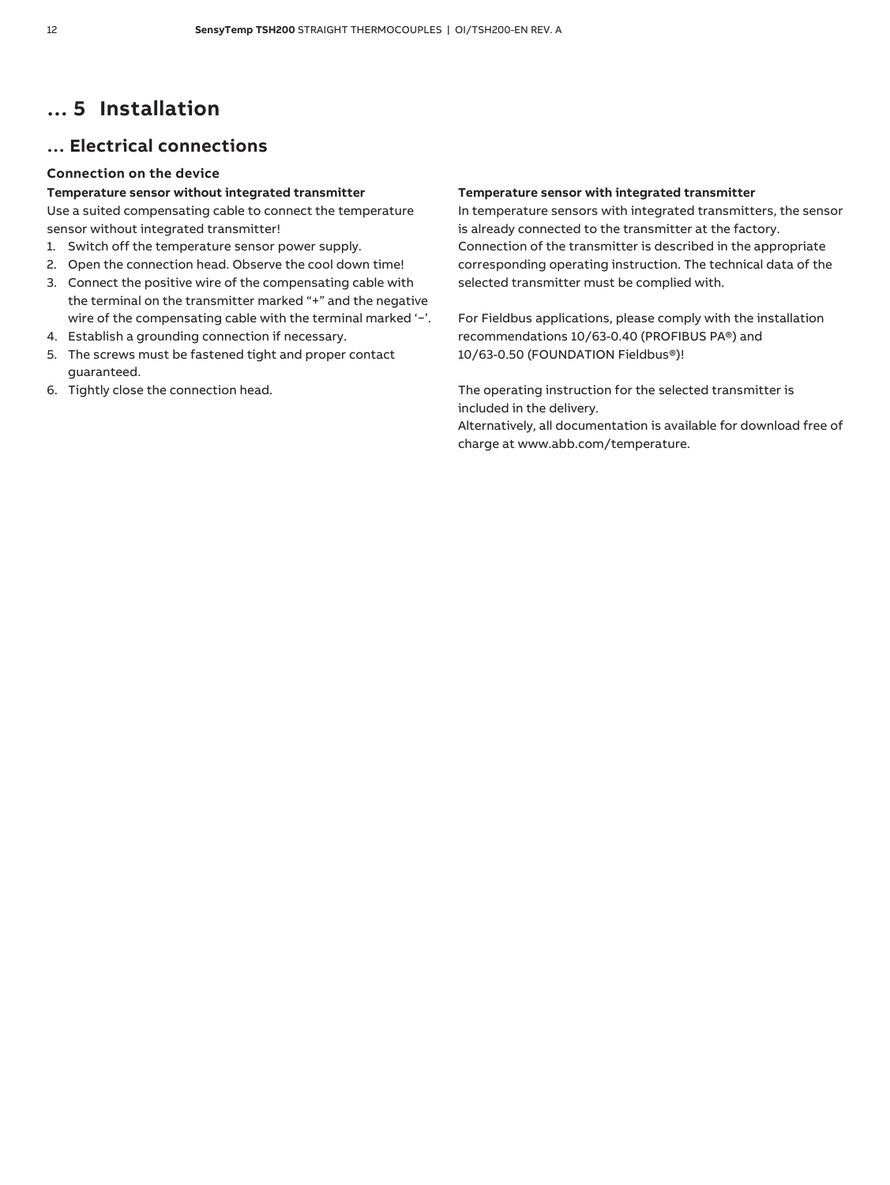# … 5 Installation

## … Electrical connections

### Connection on the device

**Temperature sensor without integrated transmitter**

Use a suited compensating cable to connect the temperature sensor without integrated transmitter!

1. Switch off the temperature sensor power supply.
2. Open the connection head. Observe the cool down time!
3. Connect the positive wire of the compensating cable with the terminal on the transmitter marked "+" and the negative wire of the compensating cable with the terminal marked '–'.
4. Establish a grounding connection if necessary.
5. The screws must be fastened tight and proper contact guaranteed.
6. Tightly close the connection head.

**Temperature sensor with integrated transmitter**

In temperature sensors with integrated transmitters, the sensor is already connected to the transmitter at the factory. Connection of the transmitter is described in the appropriate corresponding operating instruction. The technical data of the selected transmitter must be complied with.

For Fieldbus applications, please comply with the installation recommendations 10/63-0.40 (PROFIBUS PA®) and 10/63-0.50 (FOUNDATION Fieldbus®)!

The operating instruction for the selected transmitter is included in the delivery.
Alternatively, all documentation is available for download free of charge at www.abb.com/temperature.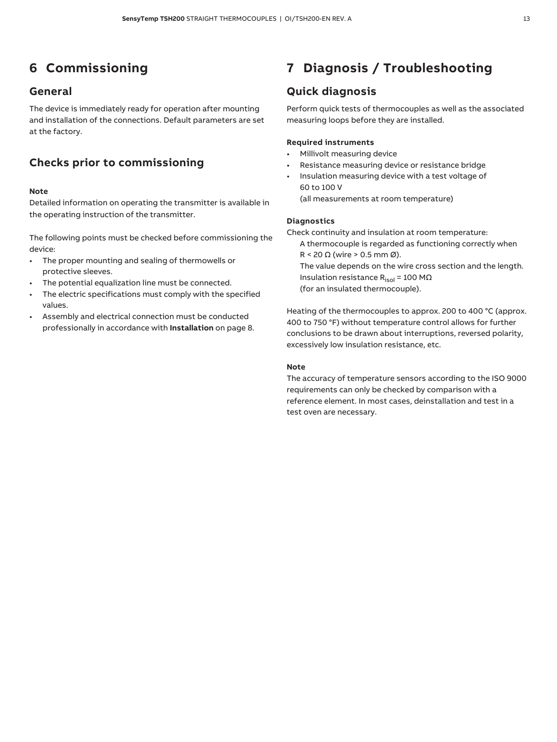# 6 Commissioning

## General

The device is immediately ready for operation after mounting and installation of the connections. Default parameters are set at the factory.

## Checks prior to commissioning

**Note**
Detailed information on operating the transmitter is available in the operating instruction of the transmitter.

The following points must be checked before commissioning the device:

- The proper mounting and sealing of thermowells or protective sleeves.
- The potential equalization line must be connected.
- The electric specifications must comply with the specified values.
- Assembly and electrical connection must be conducted professionally in accordance with **Installation** on page 8.

# 7 Diagnosis / Troubleshooting

## Quick diagnosis

Perform quick tests of thermocouples as well as the associated measuring loops before they are installed.

**Required instruments**

- Millivolt measuring device
- Resistance measuring device or resistance bridge
- Insulation measuring device with a test voltage of 60 to 100 V
  (all measurements at room temperature)

**Diagnostics**

Check continuity and insulation at room temperature:

A thermocouple is regarded as functioning correctly when R < 20 Ω (wire > 0.5 mm Ø).
The value depends on the wire cross section and the length.
Insulation resistance $R_{isol}$ = 100 MΩ
(for an insulated thermocouple).

Heating of the thermocouples to approx. 200 to 400 °C (approx. 400 to 750 °F) without temperature control allows for further conclusions to be drawn about interruptions, reversed polarity, excessively low insulation resistance, etc.

**Note**
The accuracy of temperature sensors according to the ISO 9000 requirements can only be checked by comparison with a reference element. In most cases, deinstallation and test in a test oven are necessary.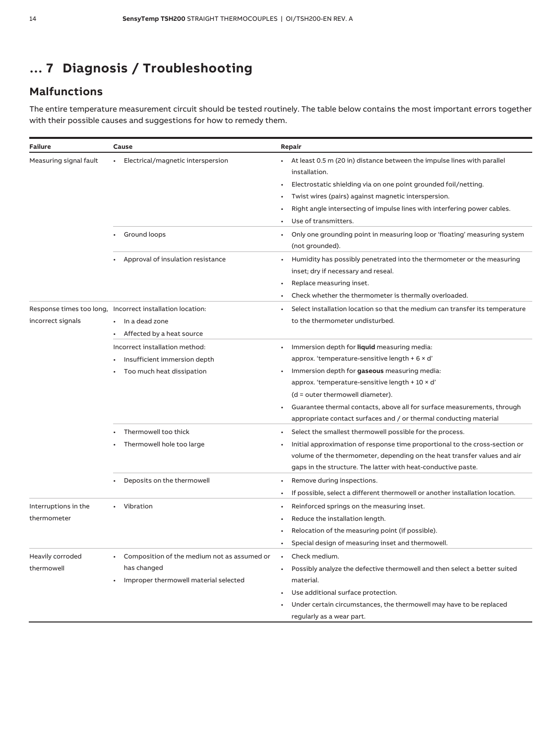# ... 7 Diagnosis / Troubleshooting

## Malfunctions

The entire temperature measurement circuit should be tested routinely. The table below contains the most important errors together with their possible causes and suggestions for how to remedy them.

| Failure | Cause | Repair |
| --- | --- | --- |
| Measuring signal fault | • Electrical/magnetic interspersion | • At least 0.5 m (20 in) distance between the impulse lines with parallel installation.<br>• Electrostatic shielding via on one point grounded foil/netting.<br>• Twist wires (pairs) against magnetic interspersion.<br>• Right angle intersecting of impulse lines with interfering power cables.<br>• Use of transmitters. |
| | • Ground loops | • Only one grounding point in measuring loop or 'floating' measuring system (not grounded). |
| | • Approval of insulation resistance | • Humidity has possibly penetrated into the thermometer or the measuring inset; dry if necessary and reseal.<br>• Replace measuring inset.<br>• Check whether the thermometer is thermally overloaded. |
| Response times too long, incorrect signals | Incorrect installation location:<br>• In a dead zone<br>• Affected by a heat source | • Select installation location so that the medium can transfer its temperature to the thermometer undisturbed. |
| | Incorrect installation method:<br>• Insufficient immersion depth<br>• Too much heat dissipation | • Immersion depth for **liquid** measuring media: approx. 'temperature-sensitive length + 6 × d'<br>• Immersion depth for **gaseous** measuring media: approx. 'temperature-sensitive length + 10 × d' (d = outer thermowell diameter).<br>• Guarantee thermal contacts, above all for surface measurements, through appropriate contact surfaces and / or thermal conducting material |
| | • Thermowell too thick<br>• Thermowell hole too large | • Select the smallest thermowell possible for the process.<br>• Initial approximation of response time proportional to the cross-section or volume of the thermometer, depending on the heat transfer values and air gaps in the structure. The latter with heat-conductive paste. |
| | • Deposits on the thermowell | • Remove during inspections.<br>• If possible, select a different thermowell or another installation location. |
| Interruptions in the thermometer | • Vibration | • Reinforced springs on the measuring inset.<br>• Reduce the installation length.<br>• Relocation of the measuring point (if possible).<br>• Special design of measuring inset and thermowell. |
| Heavily corroded thermowell | • Composition of the medium not as assumed or has changed<br>• Improper thermowell material selected | • Check medium.<br>• Possibly analyze the defective thermowell and then select a better suited material.<br>• Use additional surface protection.<br>• Under certain circumstances, the thermowell may have to be replaced regularly as a wear part. |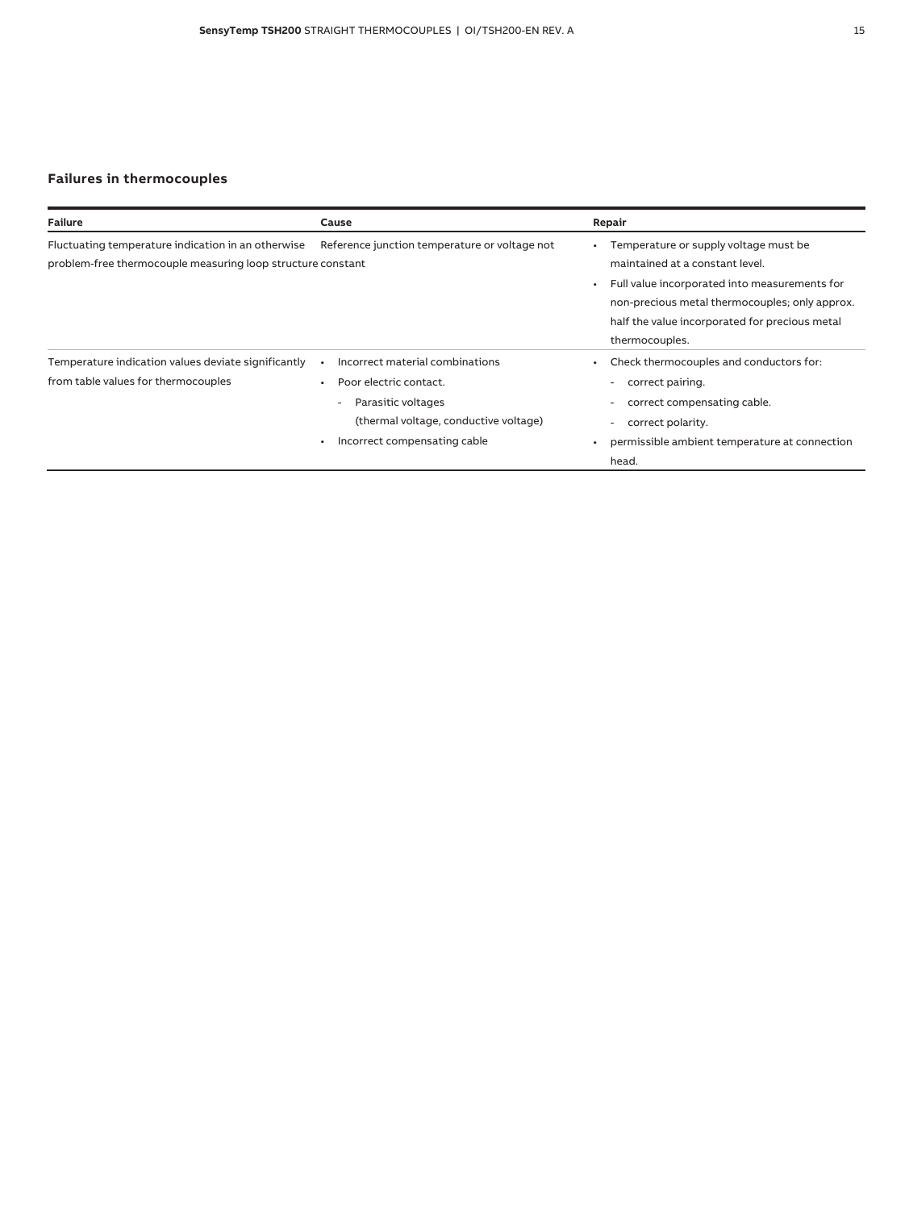## Failures in thermocouples

| Failure | Cause | Repair |
|---|---|---|
| Fluctuating temperature indication in an otherwise problem-free thermocouple measuring loop structure | Reference junction temperature or voltage not constant | • Temperature or supply voltage must be maintained at a constant level.<br>• Full value incorporated into measurements for non-precious metal thermocouples; only approx. half the value incorporated for precious metal thermocouples. |
| Temperature indication values deviate significantly from table values for thermocouples | • Incorrect material combinations<br>• Poor electric contact.<br>  - Parasitic voltages (thermal voltage, conductive voltage)<br>• Incorrect compensating cable | • Check thermocouples and conductors for:<br>  - correct pairing.<br>  - correct compensating cable.<br>  - correct polarity.<br>• permissible ambient temperature at connection head. |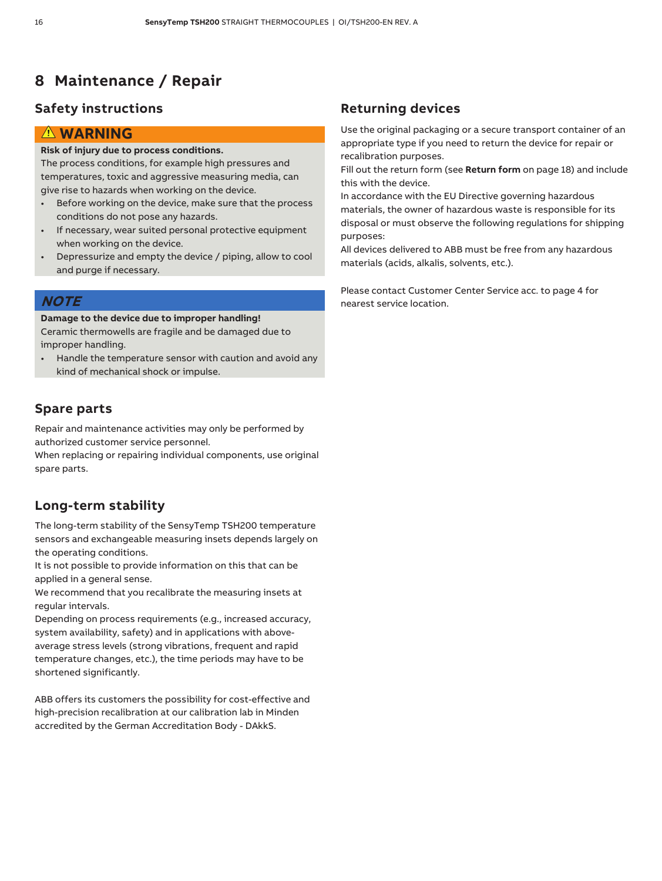# 8 Maintenance / Repair

## Safety instructions

**⚠ WARNING**

**Risk of injury due to process conditions.**
The process conditions, for example high pressures and temperatures, toxic and aggressive measuring media, can give rise to hazards when working on the device.

- Before working on the device, make sure that the process conditions do not pose any hazards.
- If necessary, wear suited personal protective equipment when working on the device.
- Depressurize and empty the device / piping, allow to cool and purge if necessary.

***NOTE***

**Damage to the device due to improper handling!**
Ceramic thermowells are fragile and be damaged due to improper handling.

- Handle the temperature sensor with caution and avoid any kind of mechanical shock or impulse.

## Spare parts

Repair and maintenance activities may only be performed by authorized customer service personnel.
When replacing or repairing individual components, use original spare parts.

## Long-term stability

The long-term stability of the SensyTemp TSH200 temperature sensors and exchangeable measuring insets depends largely on the operating conditions.
It is not possible to provide information on this that can be applied in a general sense.
We recommend that you recalibrate the measuring insets at regular intervals.
Depending on process requirements (e.g., increased accuracy, system availability, safety) and in applications with above-average stress levels (strong vibrations, frequent and rapid temperature changes, etc.), the time periods may have to be shortened significantly.

ABB offers its customers the possibility for cost-effective and high-precision recalibration at our calibration lab in Minden accredited by the German Accreditation Body - DAkkS.

## Returning devices

Use the original packaging or a secure transport container of an appropriate type if you need to return the device for repair or recalibration purposes.
Fill out the return form (see **Return form** on page 18) and include this with the device.
In accordance with the EU Directive governing hazardous materials, the owner of hazardous waste is responsible for its disposal or must observe the following regulations for shipping purposes:
All devices delivered to ABB must be free from any hazardous materials (acids, alkalis, solvents, etc.).

Please contact Customer Center Service acc. to page 4 for nearest service location.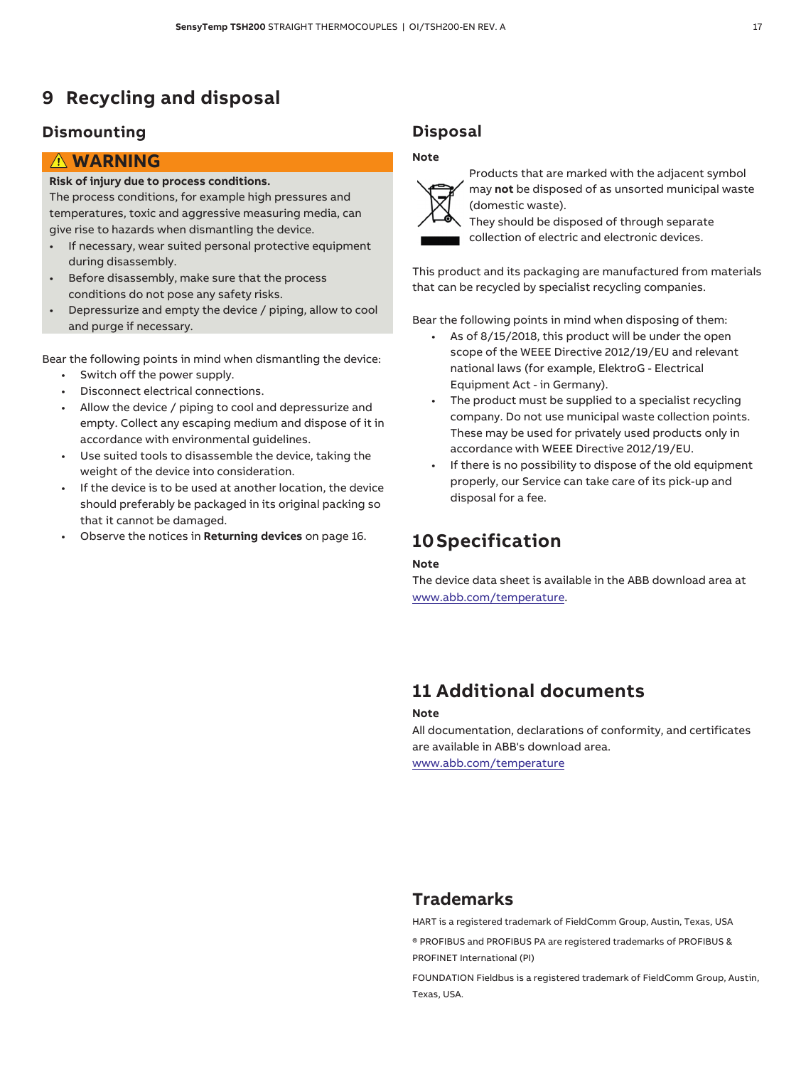# 9 Recycling and disposal

## Dismounting

**⚠ WARNING**

**Risk of injury due to process conditions.**
The process conditions, for example high pressures and temperatures, toxic and aggressive measuring media, can give rise to hazards when dismantling the device.

- If necessary, wear suited personal protective equipment during disassembly.
- Before disassembly, make sure that the process conditions do not pose any safety risks.
- Depressurize and empty the device / piping, allow to cool and purge if necessary.

Bear the following points in mind when dismantling the device:

- Switch off the power supply.
- Disconnect electrical connections.
- Allow the device / piping to cool and depressurize and empty. Collect any escaping medium and dispose of it in accordance with environmental guidelines.
- Use suited tools to disassemble the device, taking the weight of the device into consideration.
- If the device is to be used at another location, the device should preferably be packaged in its original packing so that it cannot be damaged.
- Observe the notices in **Returning devices** on page 16.

## Disposal

**Note**

Products that are marked with the adjacent symbol may **not** be disposed of as unsorted municipal waste (domestic waste).
They should be disposed of through separate collection of electric and electronic devices.

This product and its packaging are manufactured from materials that can be recycled by specialist recycling companies.

Bear the following points in mind when disposing of them:

- As of 8/15/2018, this product will be under the open scope of the WEEE Directive 2012/19/EU and relevant national laws (for example, ElektroG - Electrical Equipment Act - in Germany).
- The product must be supplied to a specialist recycling company. Do not use municipal waste collection points. These may be used for privately used products only in accordance with WEEE Directive 2012/19/EU.
- If there is no possibility to dispose of the old equipment properly, our Service can take care of its pick-up and disposal for a fee.

# 10 Specification

**Note**

The device data sheet is available in the ABB download area at www.abb.com/temperature.

# 11 Additional documents

**Note**

All documentation, declarations of conformity, and certificates are available in ABB's download area.
www.abb.com/temperature

# Trademarks

HART is a registered trademark of FieldComm Group, Austin, Texas, USA

® PROFIBUS and PROFIBUS PA are registered trademarks of PROFIBUS & PROFINET International (PI)

FOUNDATION Fieldbus is a registered trademark of FieldComm Group, Austin, Texas, USA.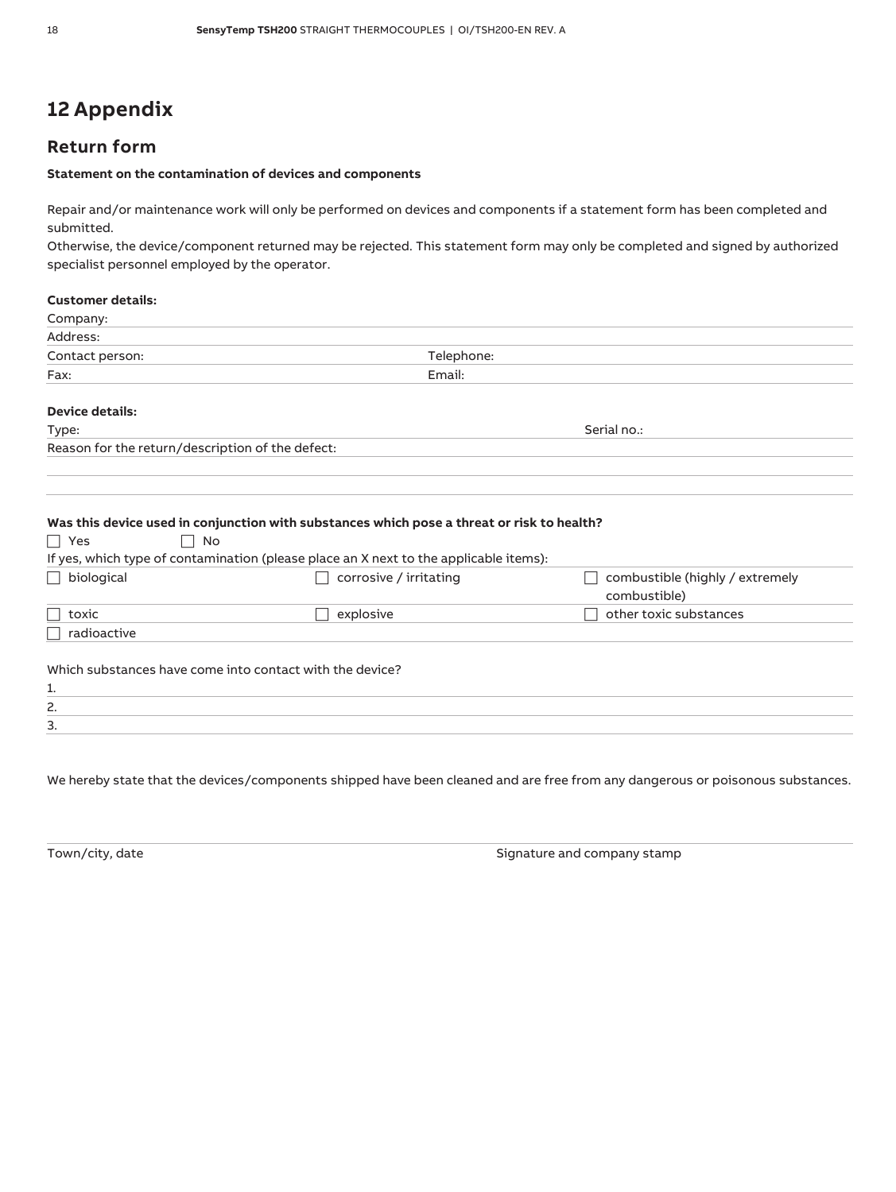# 12 Appendix

## Return form

**Statement on the contamination of devices and components**

Repair and/or maintenance work will only be performed on devices and components if a statement form has been completed and submitted.
Otherwise, the device/component returned may be rejected. This statement form may only be completed and signed by authorized specialist personnel employed by the operator.

**Customer details:**

Company:

Address:

Contact person: Telephone:

Fax: Email:

**Device details:**

Type: Serial no.:

Reason for the return/description of the defect:

**Was this device used in conjunction with substances which pose a threat or risk to health?**

☐ Yes ☐ No

If yes, which type of contamination (please place an X next to the applicable items):

| | | |
|---|---|---|
| ☐ biological | ☐ corrosive / irritating | ☐ combustible (highly / extremely combustible) |
| ☐ toxic | ☐ explosive | ☐ other toxic substances |
| ☐ radioactive | | |

Which substances have come into contact with the device?

1.

2.

3.

We hereby state that the devices/components shipped have been cleaned and are free from any dangerous or poisonous substances.

Town/city, date Signature and company stamp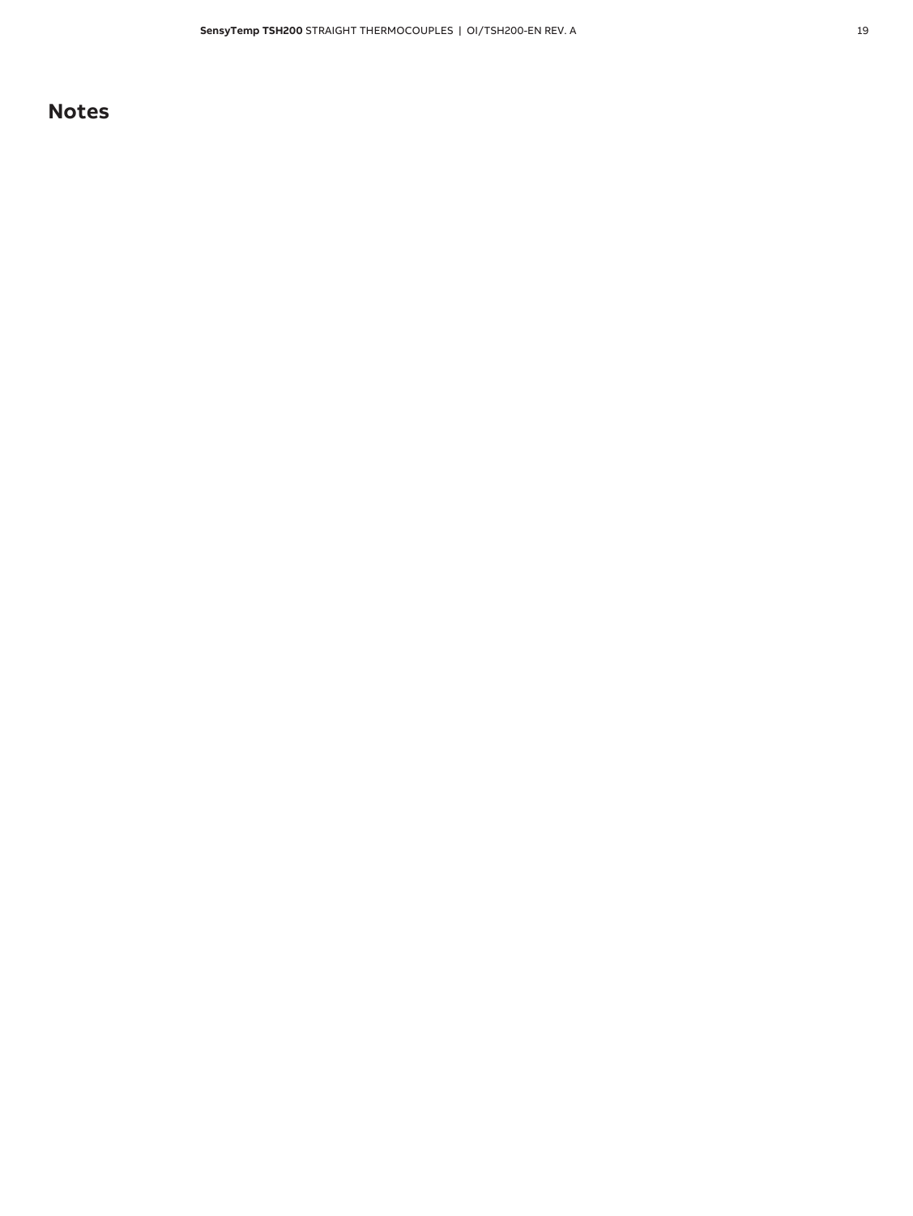## Notes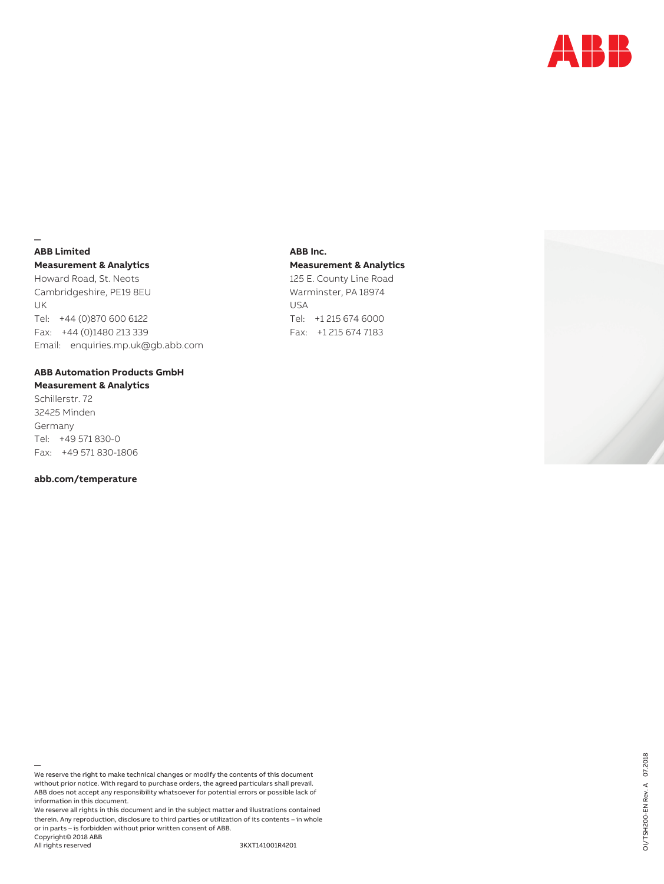**ABB Limited**
**Measurement & Analytics**
Howard Road, St. Neots
Cambridgeshire, PE19 8EU
UK
Tel: +44 (0)870 600 6122
Fax: +44 (0)1480 213 339
Email: enquiries.mp.uk@gb.abb.com

**ABB Automation Products GmbH**
**Measurement & Analytics**
Schillerstr. 72
32425 Minden
Germany
Tel: +49 571 830-0
Fax: +49 571 830-1806

**abb.com/temperature**

**ABB Inc.**
**Measurement & Analytics**
125 E. County Line Road
Warminster, PA 18974
USA
Tel: +1 215 674 6000
Fax: +1 215 674 7183

---

We reserve the right to make technical changes or modify the contents of this document without prior notice. With regard to purchase orders, the agreed particulars shall prevail. ABB does not accept any responsibility whatsoever for potential errors or possible lack of information in this document.

We reserve all rights in this document and in the subject matter and illustrations contained therein. Any reproduction, disclosure to third parties or utilization of its contents – in whole or in parts – is forbidden without prior written consent of ABB.

Copyright© 2018 ABB
All rights reserved

3KXT141001R4201

OI/TSH200-EN Rev. A 07.2018